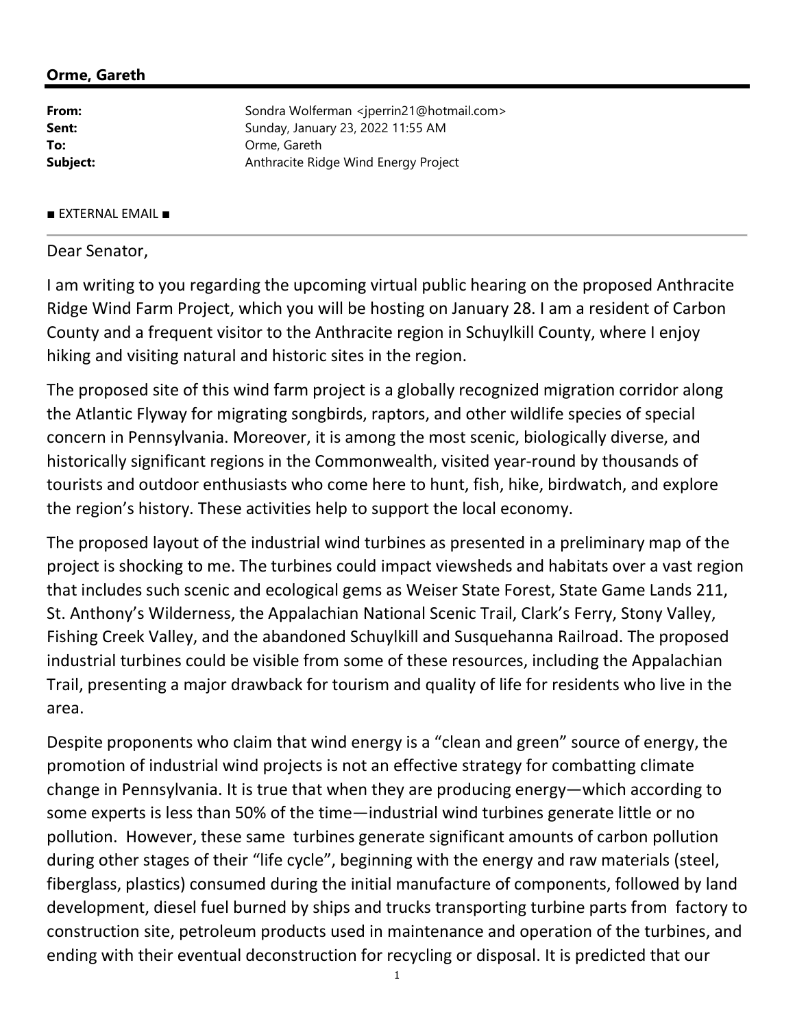**Orme, Gareth**

| | |
|---|---|
| **From:** | Sondra Wolferman <jperrin21@hotmail.com> |
| **Sent:** | Sunday, January 23, 2022 11:55 AM |
| **To:** | Orme, Gareth |
| **Subject:** | Anthracite Ridge Wind Energy Project |

■ EXTERNAL EMAIL ■

Dear Senator,

I am writing to you regarding the upcoming virtual public hearing on the proposed Anthracite Ridge Wind Farm Project, which you will be hosting on January 28. I am a resident of Carbon County and a frequent visitor to the Anthracite region in Schuylkill County, where I enjoy hiking and visiting natural and historic sites in the region.

The proposed site of this wind farm project is a globally recognized migration corridor along the Atlantic Flyway for migrating songbirds, raptors, and other wildlife species of special concern in Pennsylvania. Moreover, it is among the most scenic, biologically diverse, and historically significant regions in the Commonwealth, visited year-round by thousands of tourists and outdoor enthusiasts who come here to hunt, fish, hike, birdwatch, and explore the region's history. These activities help to support the local economy.

The proposed layout of the industrial wind turbines as presented in a preliminary map of the project is shocking to me. The turbines could impact viewsheds and habitats over a vast region that includes such scenic and ecological gems as Weiser State Forest, State Game Lands 211, St. Anthony's Wilderness, the Appalachian National Scenic Trail, Clark's Ferry, Stony Valley, Fishing Creek Valley, and the abandoned Schuylkill and Susquehanna Railroad. The proposed industrial turbines could be visible from some of these resources, including the Appalachian Trail, presenting a major drawback for tourism and quality of life for residents who live in the area.

Despite proponents who claim that wind energy is a "clean and green" source of energy, the promotion of industrial wind projects is not an effective strategy for combatting climate change in Pennsylvania. It is true that when they are producing energy—which according to some experts is less than 50% of the time—industrial wind turbines generate little or no pollution. However, these same turbines generate significant amounts of carbon pollution during other stages of their "life cycle", beginning with the energy and raw materials (steel, fiberglass, plastics) consumed during the initial manufacture of components, followed by land development, diesel fuel burned by ships and trucks transporting turbine parts from factory to construction site, petroleum products used in maintenance and operation of the turbines, and ending with their eventual deconstruction for recycling or disposal. It is predicted that our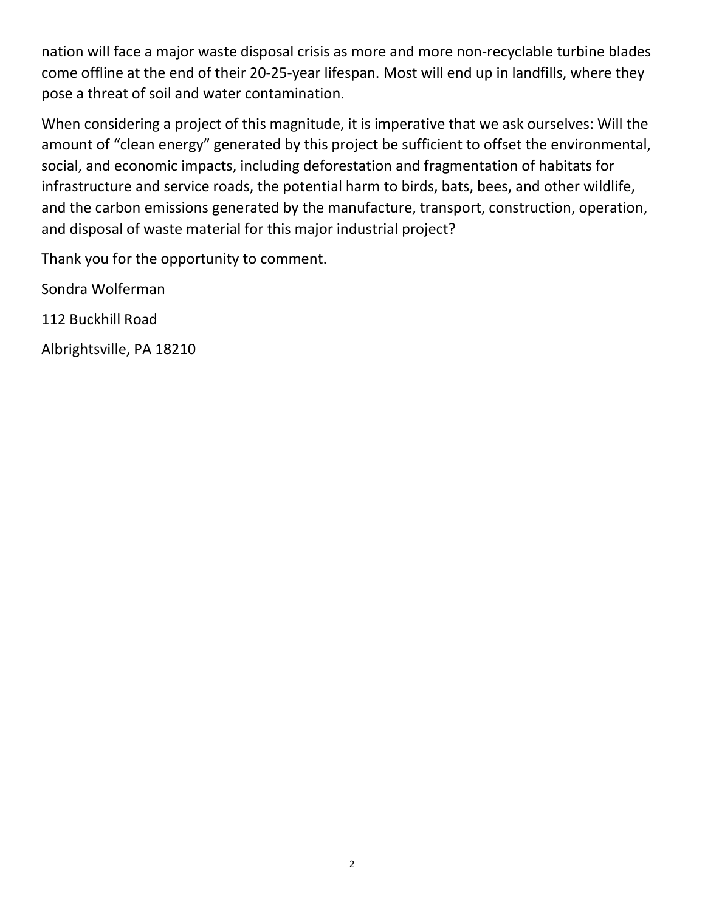nation will face a major waste disposal crisis as more and more non-recyclable turbine blades come offline at the end of their 20-25-year lifespan. Most will end up in landfills, where they pose a threat of soil and water contamination.

When considering a project of this magnitude, it is imperative that we ask ourselves: Will the amount of "clean energy" generated by this project be sufficient to offset the environmental, social, and economic impacts, including deforestation and fragmentation of habitats for infrastructure and service roads, the potential harm to birds, bats, bees, and other wildlife, and the carbon emissions generated by the manufacture, transport, construction, operation, and disposal of waste material for this major industrial project?

Thank you for the opportunity to comment.

Sondra Wolferman

112 Buckhill Road

Albrightsville, PA 18210